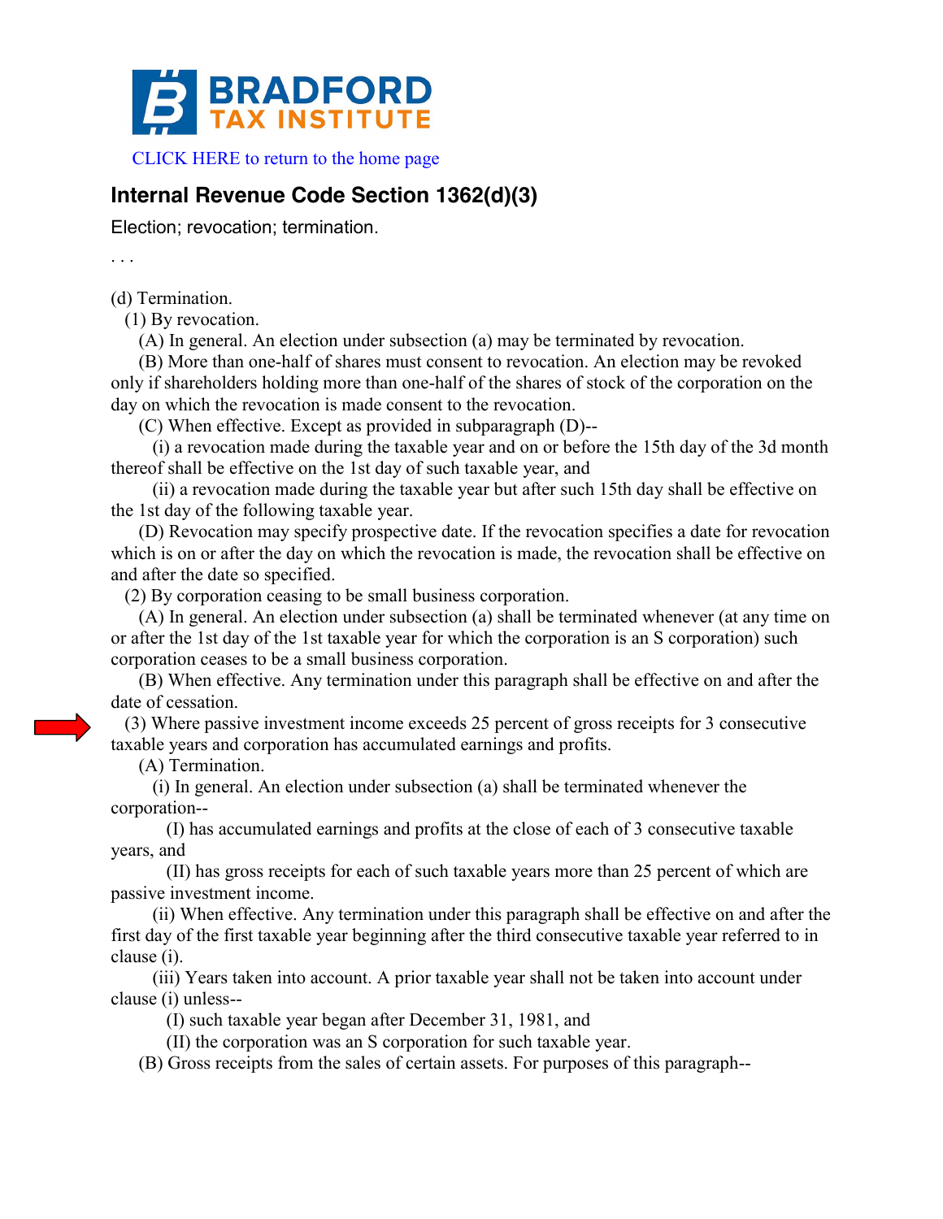# BRADFORD TAX INSTITUTE

CLICK HERE to return to the home page

## Internal Revenue Code Section 1362(d)(3)

Election; revocation; termination.

. . .

(d) Termination.

(1) By revocation.

(A) In general. An election under subsection (a) may be terminated by revocation.

(B) More than one-half of shares must consent to revocation. An election may be revoked only if shareholders holding more than one-half of the shares of stock of the corporation on the day on which the revocation is made consent to the revocation.

(C) When effective. Except as provided in subparagraph (D)--

(i) a revocation made during the taxable year and on or before the 15th day of the 3d month thereof shall be effective on the 1st day of such taxable year, and

(ii) a revocation made during the taxable year but after such 15th day shall be effective on the 1st day of the following taxable year.

(D) Revocation may specify prospective date. If the revocation specifies a date for revocation which is on or after the day on which the revocation is made, the revocation shall be effective on and after the date so specified.

(2) By corporation ceasing to be small business corporation.

(A) In general. An election under subsection (a) shall be terminated whenever (at any time on or after the 1st day of the 1st taxable year for which the corporation is an S corporation) such corporation ceases to be a small business corporation.

(B) When effective. Any termination under this paragraph shall be effective on and after the date of cessation.

(3) Where passive investment income exceeds 25 percent of gross receipts for 3 consecutive taxable years and corporation has accumulated earnings and profits.

(A) Termination.

(i) In general. An election under subsection (a) shall be terminated whenever the corporation--

(I) has accumulated earnings and profits at the close of each of 3 consecutive taxable years, and

(II) has gross receipts for each of such taxable years more than 25 percent of which are passive investment income.

(ii) When effective. Any termination under this paragraph shall be effective on and after the first day of the first taxable year beginning after the third consecutive taxable year referred to in clause (i).

(iii) Years taken into account. A prior taxable year shall not be taken into account under clause (i) unless--

(I) such taxable year began after December 31, 1981, and

(II) the corporation was an S corporation for such taxable year.

(B) Gross receipts from the sales of certain assets. For purposes of this paragraph--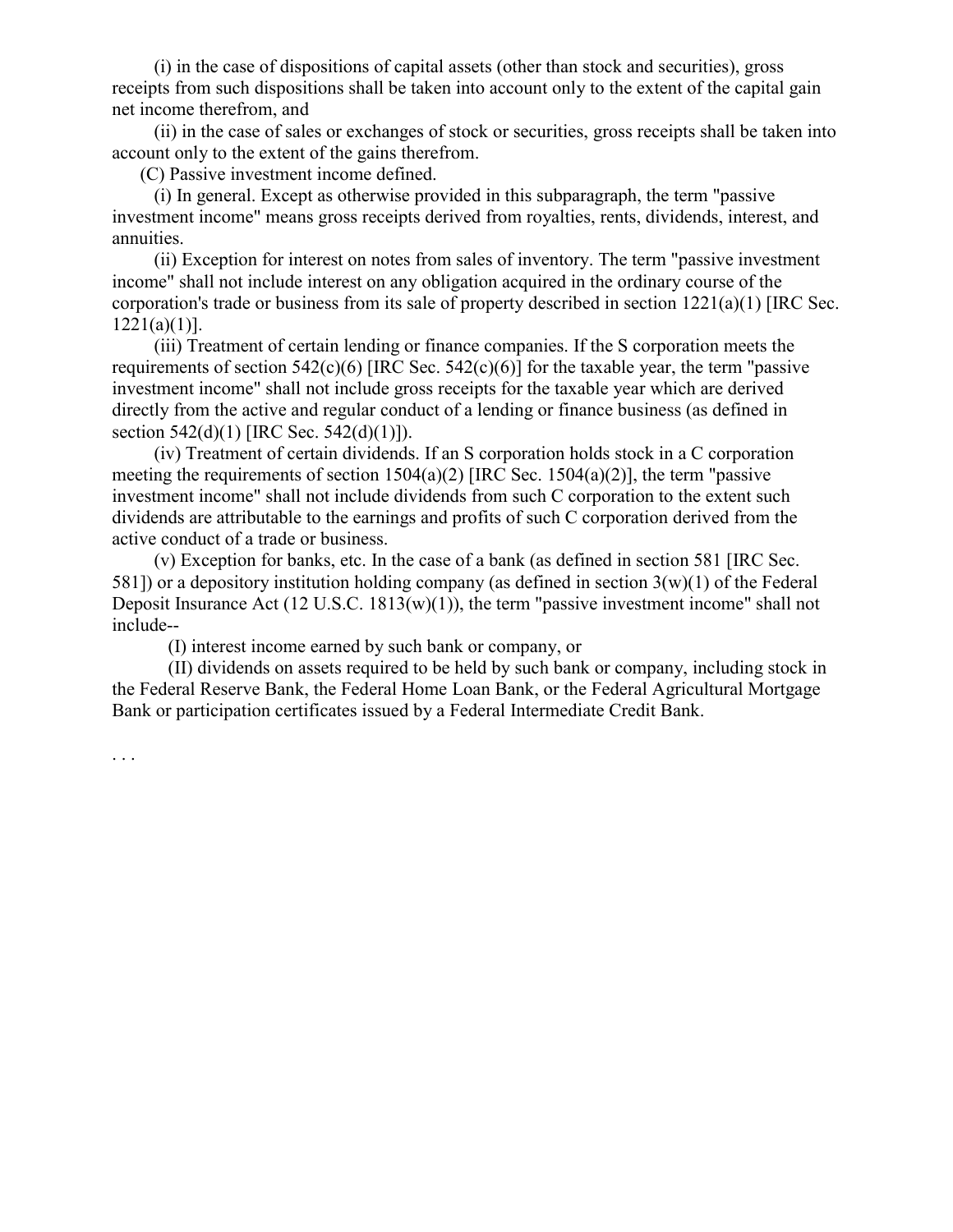(i) in the case of dispositions of capital assets (other than stock and securities), gross receipts from such dispositions shall be taken into account only to the extent of the capital gain net income therefrom, and

(ii) in the case of sales or exchanges of stock or securities, gross receipts shall be taken into account only to the extent of the gains therefrom.

(C) Passive investment income defined.

(i) In general. Except as otherwise provided in this subparagraph, the term "passive investment income" means gross receipts derived from royalties, rents, dividends, interest, and annuities.

(ii) Exception for interest on notes from sales of inventory. The term "passive investment income" shall not include interest on any obligation acquired in the ordinary course of the corporation's trade or business from its sale of property described in section 1221(a)(1) [IRC Sec. 1221(a)(1)].

(iii) Treatment of certain lending or finance companies. If the S corporation meets the requirements of section 542(c)(6) [IRC Sec. 542(c)(6)] for the taxable year, the term "passive investment income" shall not include gross receipts for the taxable year which are derived directly from the active and regular conduct of a lending or finance business (as defined in section 542(d)(1) [IRC Sec. 542(d)(1)]).

(iv) Treatment of certain dividends. If an S corporation holds stock in a C corporation meeting the requirements of section 1504(a)(2) [IRC Sec. 1504(a)(2)], the term "passive investment income" shall not include dividends from such C corporation to the extent such dividends are attributable to the earnings and profits of such C corporation derived from the active conduct of a trade or business.

(v) Exception for banks, etc. In the case of a bank (as defined in section 581 [IRC Sec. 581]) or a depository institution holding company (as defined in section 3(w)(1) of the Federal Deposit Insurance Act (12 U.S.C. 1813(w)(1)), the term "passive investment income" shall not include--

(I) interest income earned by such bank or company, or

(II) dividends on assets required to be held by such bank or company, including stock in the Federal Reserve Bank, the Federal Home Loan Bank, or the Federal Agricultural Mortgage Bank or participation certificates issued by a Federal Intermediate Credit Bank.

. . .